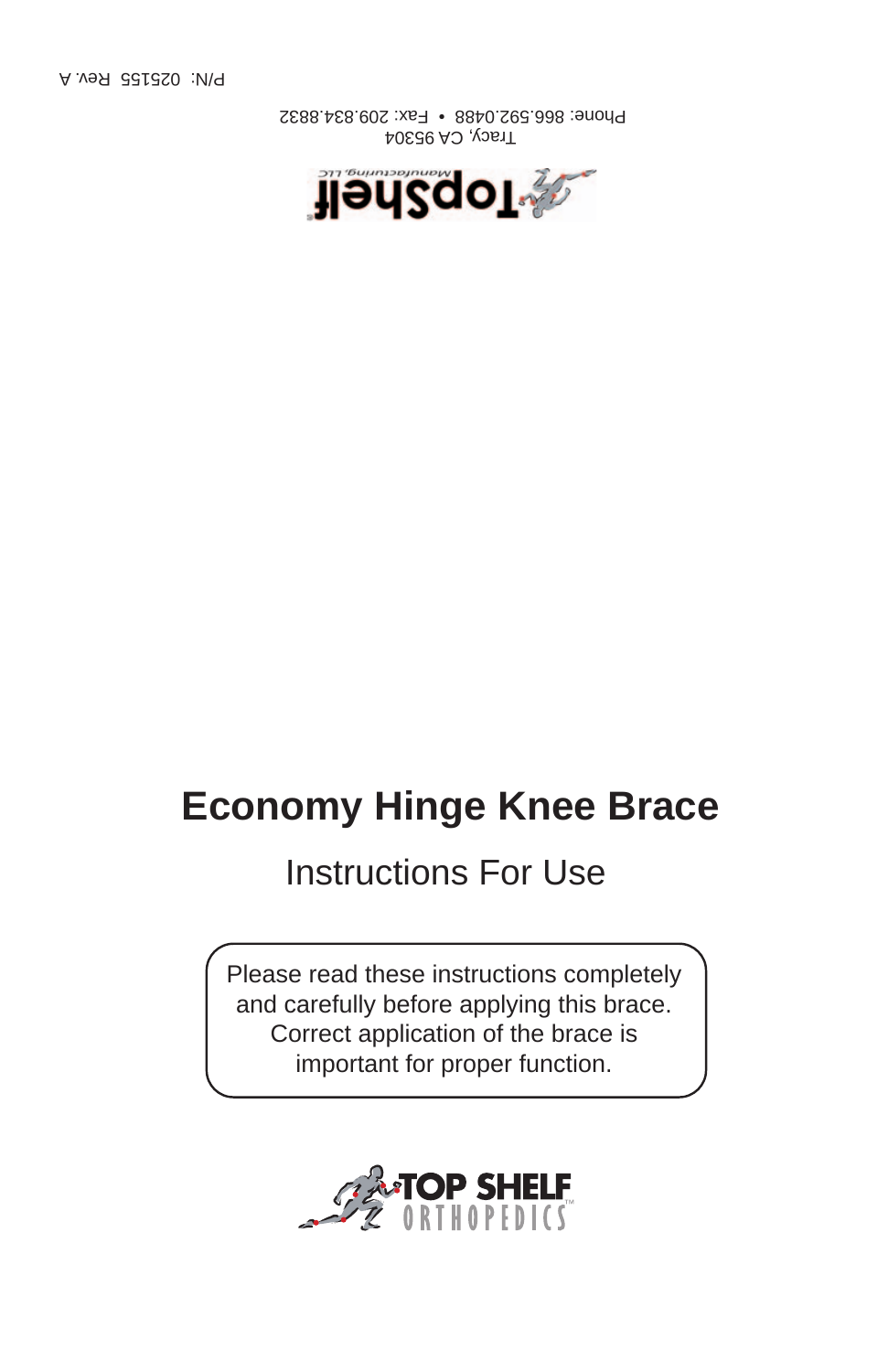P/N: 025155 Rev. A

TopShelf Manufacturing, LLC

Tracy, CA 95304

Phone: 866.592.0488 • Fax: 209.834.8832

# Economy Hinge Knee Brace

## Instructions For Use

Please read these instructions completely and carefully before applying this brace. Correct application of the brace is important for proper function.

TOP SHELF ORTHOPEDICS™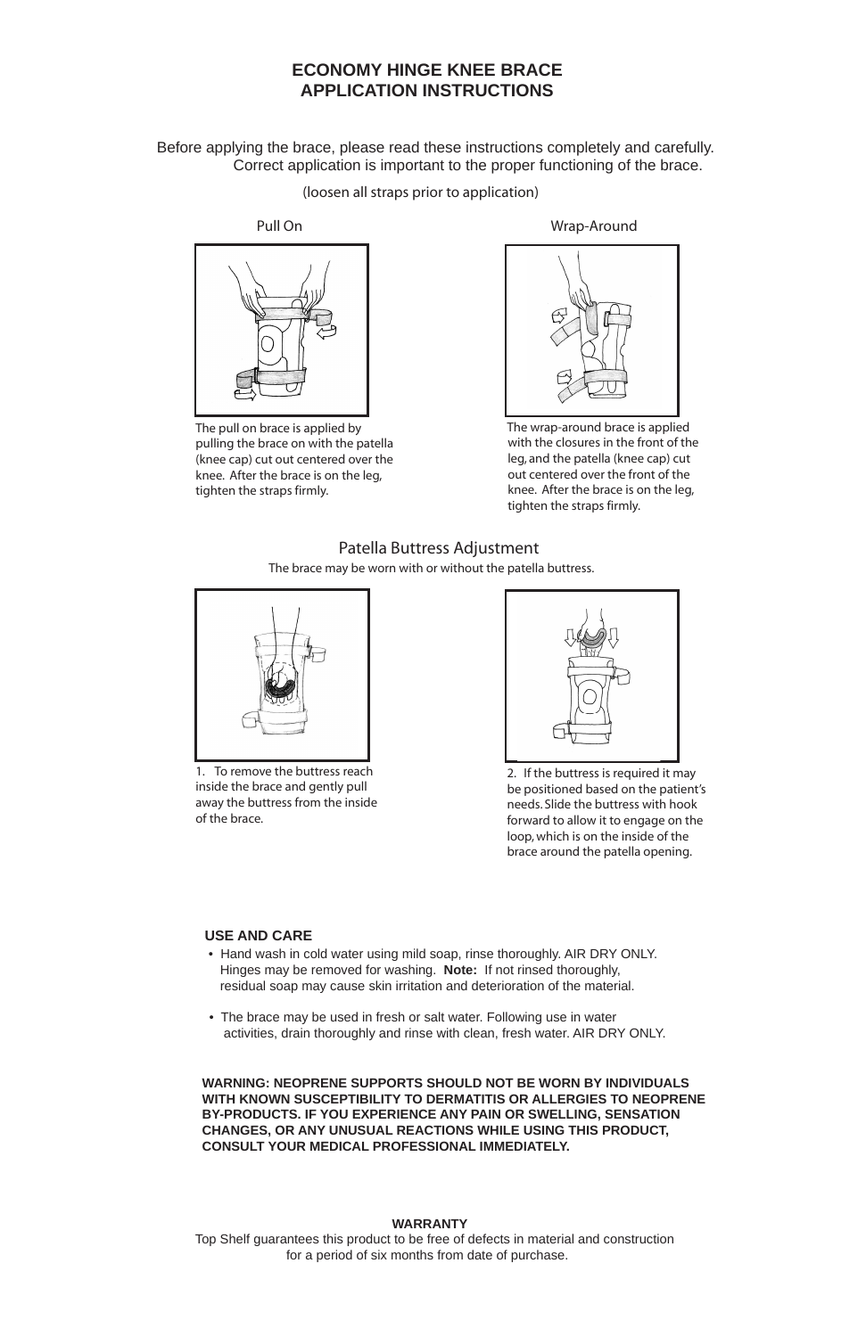# ECONOMY HINGE KNEE BRACE
# APPLICATION INSTRUCTIONS

Before applying the brace, please read these instructions completely and carefully. Correct application is important to the proper functioning of the brace.

(loosen all straps prior to application)

Pull On

The pull on brace is applied by pulling the brace on with the patella (knee cap) cut out centered over the knee. After the brace is on the leg, tighten the straps firmly.

Wrap-Around

The wrap-around brace is applied with the closures in the front of the leg, and the patella (knee cap) cut out centered over the front of the knee. After the brace is on the leg, tighten the straps firmly.

## Patella Buttress Adjustment

The brace may be worn with or without the patella buttress.

1. To remove the buttress reach inside the brace and gently pull away the buttress from the inside of the brace.

2. If the buttress is required it may be positioned based on the patient's needs. Slide the buttress with hook forward to allow it to engage on the loop, which is on the inside of the brace around the patella opening.

### USE AND CARE

- Hand wash in cold water using mild soap, rinse thoroughly. AIR DRY ONLY. Hinges may be removed for washing. **Note:** If not rinsed thoroughly, residual soap may cause skin irritation and deterioration of the material.
- The brace may be used in fresh or salt water. Following use in water activities, drain thoroughly and rinse with clean, fresh water. AIR DRY ONLY.

**WARNING: NEOPRENE SUPPORTS SHOULD NOT BE WORN BY INDIVIDUALS WITH KNOWN SUSCEPTIBILITY TO DERMATITIS OR ALLERGIES TO NEOPRENE BY-PRODUCTS. IF YOU EXPERIENCE ANY PAIN OR SWELLING, SENSATION CHANGES, OR ANY UNUSUAL REACTIONS WHILE USING THIS PRODUCT, CONSULT YOUR MEDICAL PROFESSIONAL IMMEDIATELY.**

**WARRANTY**

Top Shelf guarantees this product to be free of defects in material and construction for a period of six months from date of purchase.